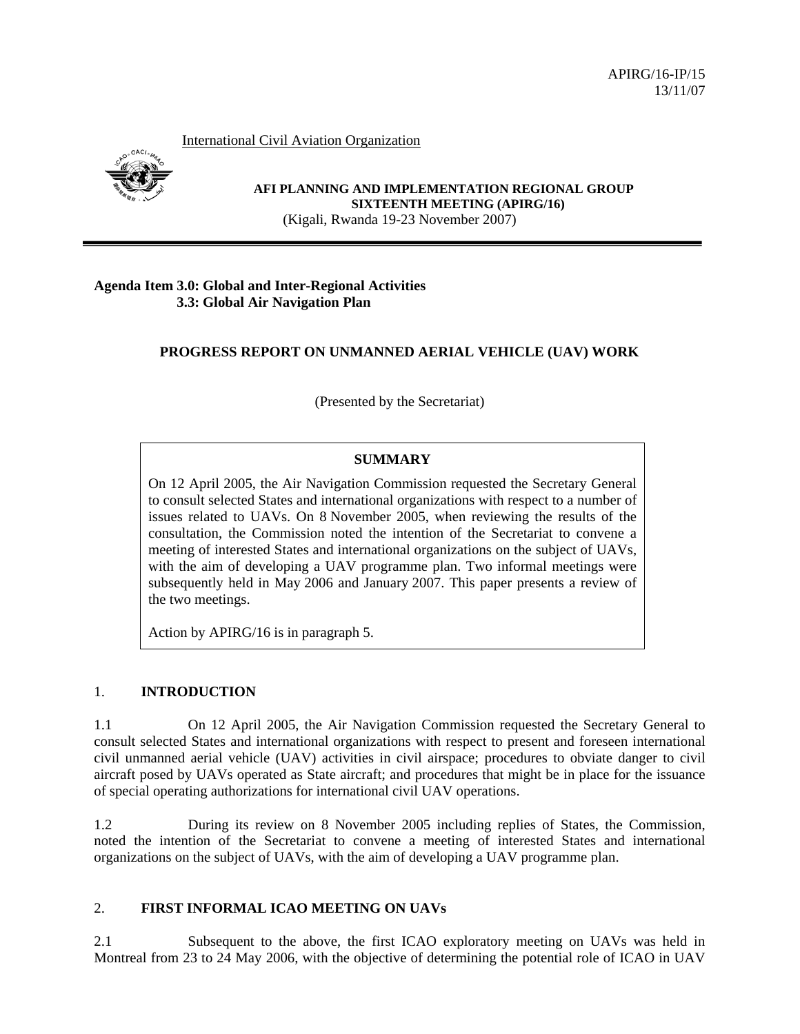APIRG/16-IP/15
13/11/07

International Civil Aviation Organization

**AFI PLANNING AND IMPLEMENTATION REGIONAL GROUP**
**SIXTEENTH MEETING (APIRG/16)**
(Kigali, Rwanda 19-23 November 2007)

**Agenda Item 3.0: Global and Inter-Regional Activities**
**3.3: Global Air Navigation Plan**

## PROGRESS REPORT ON UNMANNED AERIAL VEHICLE (UAV) WORK

(Presented by the Secretariat)

| **SUMMARY** |
| --- |
| On 12 April 2005, the Air Navigation Commission requested the Secretary General to consult selected States and international organizations with respect to a number of issues related to UAVs. On 8 November 2005, when reviewing the results of the consultation, the Commission noted the intention of the Secretariat to convene a meeting of interested States and international organizations on the subject of UAVs, with the aim of developing a UAV programme plan. Two informal meetings were subsequently held in May 2006 and January 2007. This paper presents a review of the two meetings.<br><br>Action by APIRG/16 is in paragraph 5. |

## 1. INTRODUCTION

1.1 On 12 April 2005, the Air Navigation Commission requested the Secretary General to consult selected States and international organizations with respect to present and foreseen international civil unmanned aerial vehicle (UAV) activities in civil airspace; procedures to obviate danger to civil aircraft posed by UAVs operated as State aircraft; and procedures that might be in place for the issuance of special operating authorizations for international civil UAV operations.

1.2 During its review on 8 November 2005 including replies of States, the Commission, noted the intention of the Secretariat to convene a meeting of interested States and international organizations on the subject of UAVs, with the aim of developing a UAV programme plan.

## 2. FIRST INFORMAL ICAO MEETING ON UAVs

2.1 Subsequent to the above, the first ICAO exploratory meeting on UAVs was held in Montreal from 23 to 24 May 2006, with the objective of determining the potential role of ICAO in UAV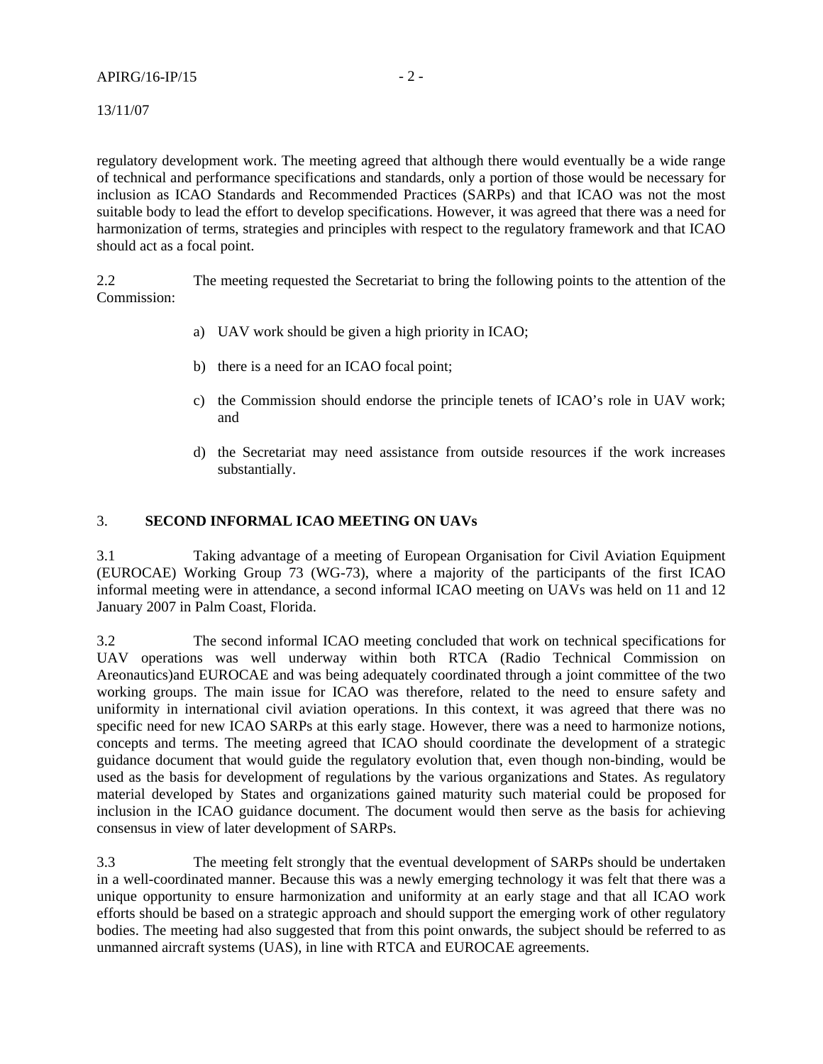regulatory development work. The meeting agreed that although there would eventually be a wide range of technical and performance specifications and standards, only a portion of those would be necessary for inclusion as ICAO Standards and Recommended Practices (SARPs) and that ICAO was not the most suitable body to lead the effort to develop specifications. However, it was agreed that there was a need for harmonization of terms, strategies and principles with respect to the regulatory framework and that ICAO should act as a focal point.

2.2 The meeting requested the Secretariat to bring the following points to the attention of the Commission:

a) UAV work should be given a high priority in ICAO;

b) there is a need for an ICAO focal point;

c) the Commission should endorse the principle tenets of ICAO's role in UAV work; and

d) the Secretariat may need assistance from outside resources if the work increases substantially.

## 3. SECOND INFORMAL ICAO MEETING ON UAVs

3.1 Taking advantage of a meeting of European Organisation for Civil Aviation Equipment (EUROCAE) Working Group 73 (WG-73), where a majority of the participants of the first ICAO informal meeting were in attendance, a second informal ICAO meeting on UAVs was held on 11 and 12 January 2007 in Palm Coast, Florida.

3.2 The second informal ICAO meeting concluded that work on technical specifications for UAV operations was well underway within both RTCA (Radio Technical Commission on Areonautics)and EUROCAE and was being adequately coordinated through a joint committee of the two working groups. The main issue for ICAO was therefore, related to the need to ensure safety and uniformity in international civil aviation operations. In this context, it was agreed that there was no specific need for new ICAO SARPs at this early stage. However, there was a need to harmonize notions, concepts and terms. The meeting agreed that ICAO should coordinate the development of a strategic guidance document that would guide the regulatory evolution that, even though non-binding, would be used as the basis for development of regulations by the various organizations and States. As regulatory material developed by States and organizations gained maturity such material could be proposed for inclusion in the ICAO guidance document. The document would then serve as the basis for achieving consensus in view of later development of SARPs.

3.3 The meeting felt strongly that the eventual development of SARPs should be undertaken in a well-coordinated manner. Because this was a newly emerging technology it was felt that there was a unique opportunity to ensure harmonization and uniformity at an early stage and that all ICAO work efforts should be based on a strategic approach and should support the emerging work of other regulatory bodies. The meeting had also suggested that from this point onwards, the subject should be referred to as unmanned aircraft systems (UAS), in line with RTCA and EUROCAE agreements.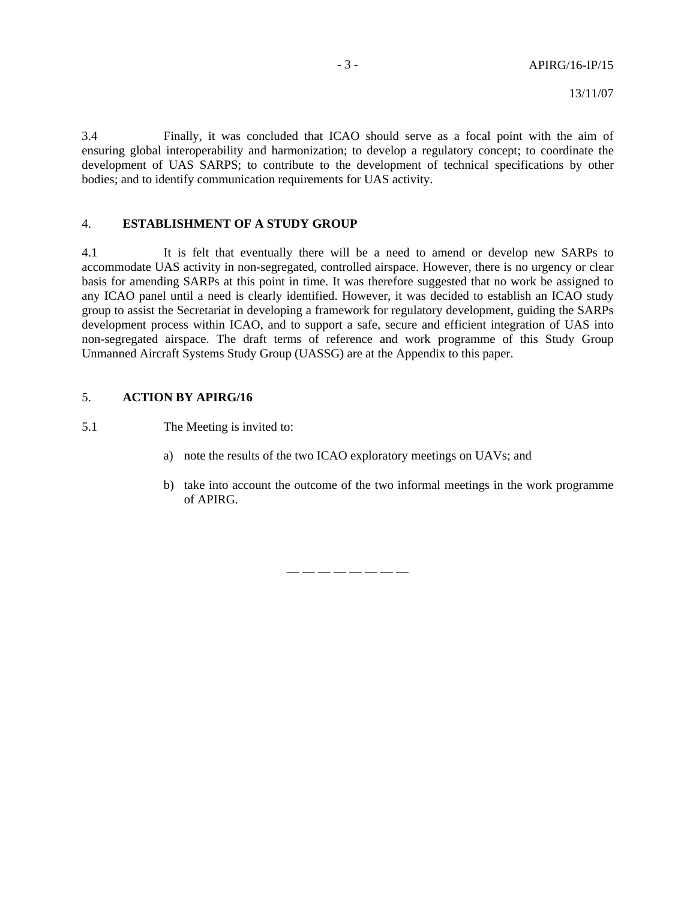3.4 Finally, it was concluded that ICAO should serve as a focal point with the aim of ensuring global interoperability and harmonization; to develop a regulatory concept; to coordinate the development of UAS SARPS; to contribute to the development of technical specifications by other bodies; and to identify communication requirements for UAS activity.

## 4. ESTABLISHMENT OF A STUDY GROUP

4.1 It is felt that eventually there will be a need to amend or develop new SARPs to accommodate UAS activity in non-segregated, controlled airspace. However, there is no urgency or clear basis for amending SARPs at this point in time. It was therefore suggested that no work be assigned to any ICAO panel until a need is clearly identified. However, it was decided to establish an ICAO study group to assist the Secretariat in developing a framework for regulatory development, guiding the SARPs development process within ICAO, and to support a safe, secure and efficient integration of UAS into non-segregated airspace. The draft terms of reference and work programme of this Study Group Unmanned Aircraft Systems Study Group (UASSG) are at the Appendix to this paper.

## 5. ACTION BY APIRG/16

5.1 The Meeting is invited to:

a) note the results of the two ICAO exploratory meetings on UAVs; and

b) take into account the outcome of the two informal meetings in the work programme of APIRG.

— — — — — — — —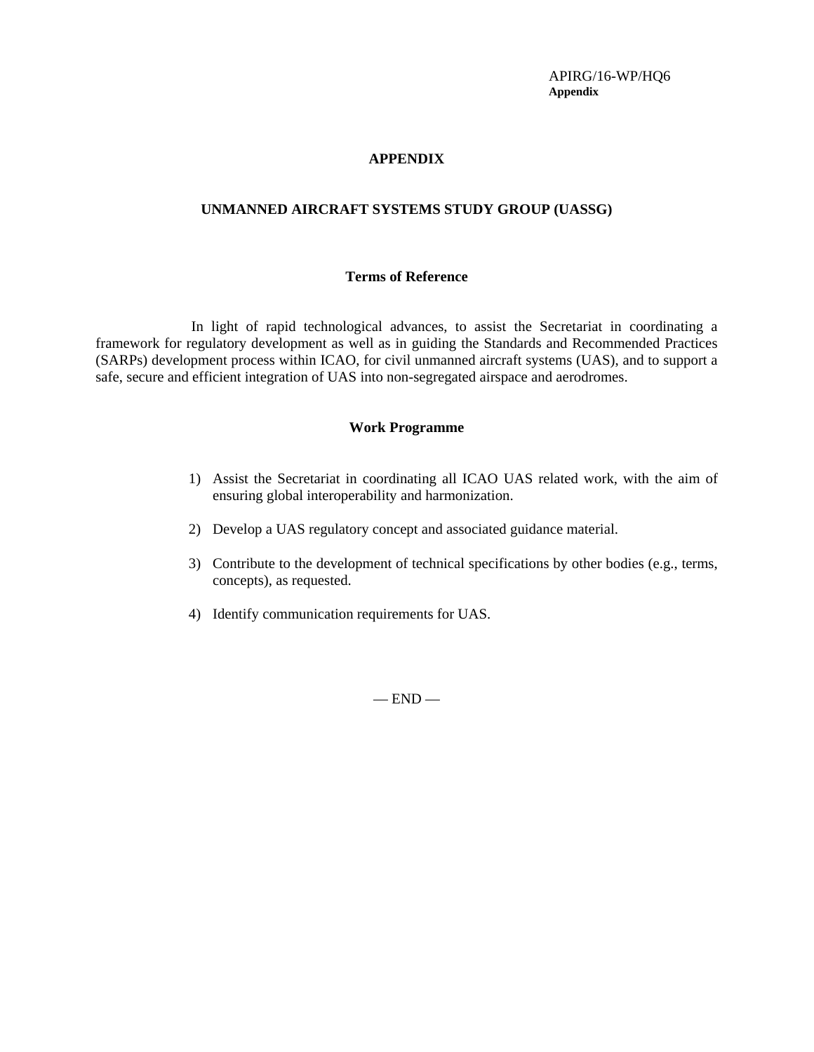# APPENDIX

## UNMANNED AIRCRAFT SYSTEMS STUDY GROUP (UASSG)

### Terms of Reference

In light of rapid technological advances, to assist the Secretariat in coordinating a framework for regulatory development as well as in guiding the Standards and Recommended Practices (SARPs) development process within ICAO, for civil unmanned aircraft systems (UAS), and to support a safe, secure and efficient integration of UAS into non-segregated airspace and aerodromes.

### Work Programme

1) Assist the Secretariat in coordinating all ICAO UAS related work, with the aim of ensuring global interoperability and harmonization.

2) Develop a UAS regulatory concept and associated guidance material.

3) Contribute to the development of technical specifications by other bodies (e.g., terms, concepts), as requested.

4) Identify communication requirements for UAS.

— END —